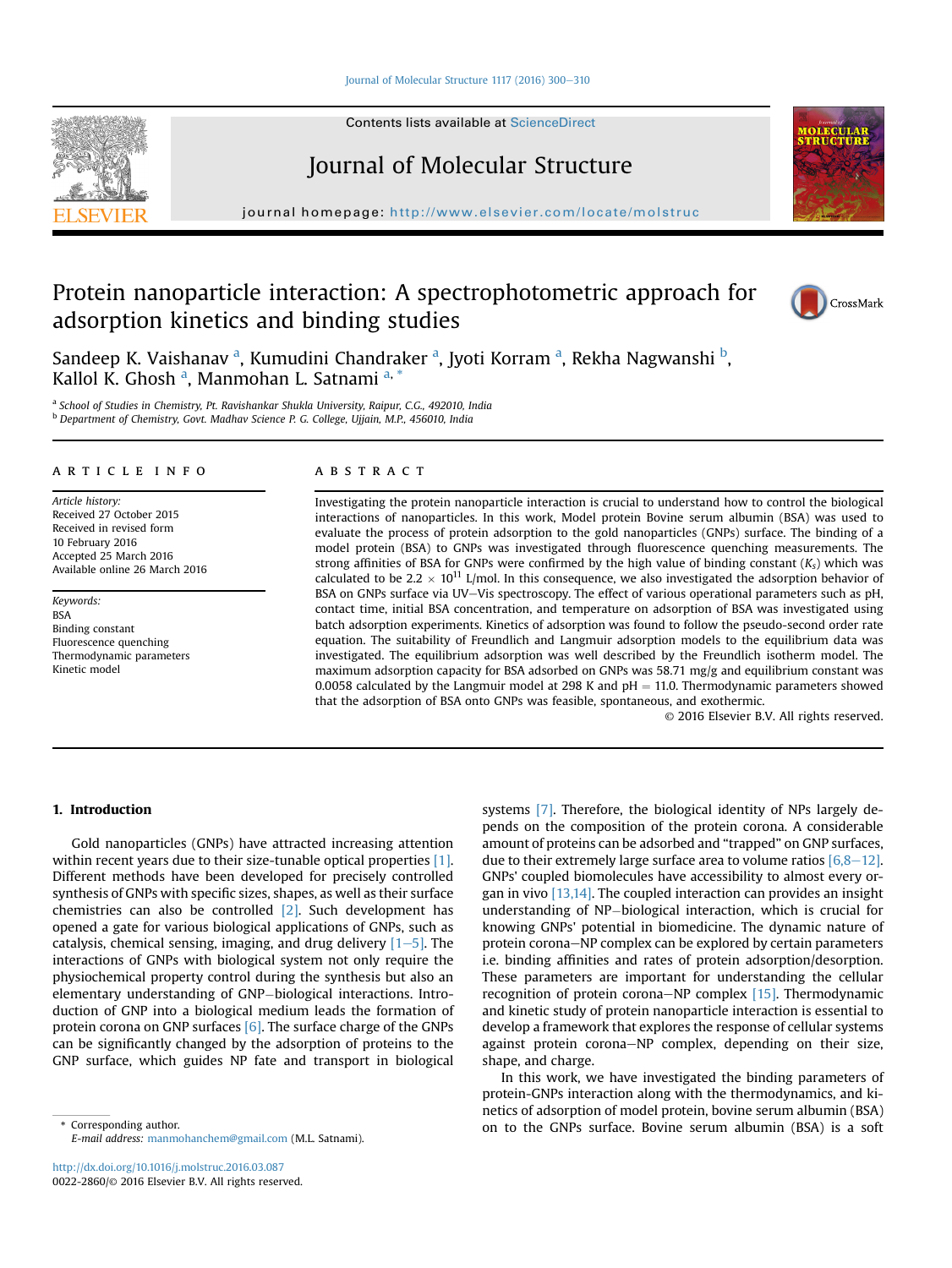# Protein nanoparticle interaction: A spectrophotometric approach for adsorption kinetics and binding studies

Sandeep K. Vaishanav [a], Kumudini Chandraker [a], Jyoti Korram [a], Rekha Nagwanshi [b], Kallol K. Ghosh [a], Manmohan L. Satnami [a, *]

[a] School of Studies in Chemistry, Pt. Ravishankar Shukla University, Raipur, C.G., 492010, India
[b] Department of Chemistry, Govt. Madhav Science P. G. College, Ujjain, M.P., 456010, India

## ARTICLE INFO

*Article history:*
Received 27 October 2015
Received in revised form
10 February 2016
Accepted 25 March 2016
Available online 26 March 2016

*Keywords:*
BSA
Binding constant
Fluorescence quenching
Thermodynamic parameters
Kinetic model

## ABSTRACT

Investigating the protein nanoparticle interaction is crucial to understand how to control the biological interactions of nanoparticles. In this work, Model protein Bovine serum albumin (BSA) was used to evaluate the process of protein adsorption to the gold nanoparticles (GNPs) surface. The binding of a model protein (BSA) to GNPs was investigated through fluorescence quenching measurements. The strong affinities of BSA for GNPs were confirmed by the high value of binding constant ($K_s$) which was calculated to be $2.2 \times 10^{11}$ L/mol. In this consequence, we also investigated the adsorption behavior of BSA on GNPs surface via UV–Vis spectroscopy. The effect of various operational parameters such as pH, contact time, initial BSA concentration, and temperature on adsorption of BSA was investigated using batch adsorption experiments. Kinetics of adsorption was found to follow the pseudo-second order rate equation. The suitability of Freundlich and Langmuir adsorption models to the equilibrium data was investigated. The equilibrium adsorption was well described by the Freundlich isotherm model. The maximum adsorption capacity for BSA adsorbed on GNPs was 58.71 mg/g and equilibrium constant was 0.0058 calculated by the Langmuir model at 298 K and pH = 11.0. Thermodynamic parameters showed that the adsorption of BSA onto GNPs was feasible, spontaneous, and exothermic.

© 2016 Elsevier B.V. All rights reserved.

## 1. Introduction

Gold nanoparticles (GNPs) have attracted increasing attention within recent years due to their size-tunable optical properties [1]. Different methods have been developed for precisely controlled synthesis of GNPs with specific sizes, shapes, as well as their surface chemistries can also be controlled [2]. Such development has opened a gate for various biological applications of GNPs, such as catalysis, chemical sensing, imaging, and drug delivery [1–5]. The interactions of GNPs with biological system not only require the physiochemical property control during the synthesis but also an elementary understanding of GNP–biological interactions. Introduction of GNP into a biological medium leads the formation of protein corona on GNP surfaces [6]. The surface charge of the GNPs can be significantly changed by the adsorption of proteins to the GNP surface, which guides NP fate and transport in biological systems [7]. Therefore, the biological identity of NPs largely depends on the composition of the protein corona. A considerable amount of proteins can be adsorbed and "trapped" on GNP surfaces, due to their extremely large surface area to volume ratios [6,8–12]. GNPs' coupled biomolecules have accessibility to almost every organ in vivo [13,14]. The coupled interaction can provides an insight understanding of NP–biological interaction, which is crucial for knowing GNPs' potential in biomedicine. The dynamic nature of protein corona–NP complex can be explored by certain parameters i.e. binding affinities and rates of protein adsorption/desorption. These parameters are important for understanding the cellular recognition of protein corona–NP complex [15]. Thermodynamic and kinetic study of protein nanoparticle interaction is essential to develop a framework that explores the response of cellular systems against protein corona–NP complex, depending on their size, shape, and charge.

In this work, we have investigated the binding parameters of protein-GNPs interaction along with the thermodynamics, and kinetics of adsorption of model protein, bovine serum albumin (BSA) on to the GNPs surface. Bovine serum albumin (BSA) is a soft

\* Corresponding author.
*E-mail address:* manmohanchem@gmail.com (M.L. Satnami).

http://dx.doi.org/10.1016/j.molstruc.2016.03.087
0022-2860/© 2016 Elsevier B.V. All rights reserved.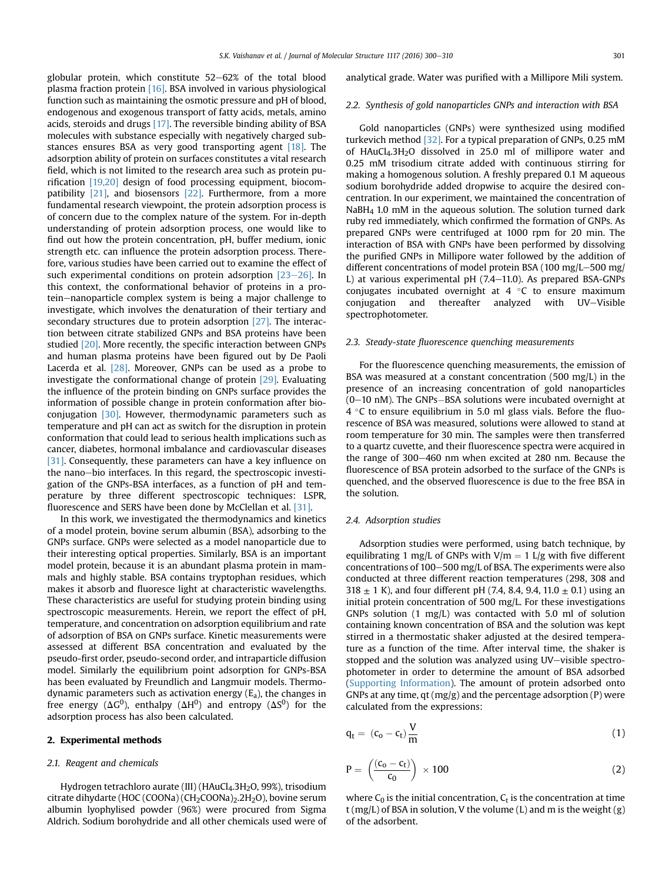globular protein, which constitute 52–62% of the total blood plasma fraction protein [16]. BSA involved in various physiological function such as maintaining the osmotic pressure and pH of blood, endogenous and exogenous transport of fatty acids, metals, amino acids, steroids and drugs [17]. The reversible binding ability of BSA molecules with substance especially with negatively charged substances ensures BSA as very good transporting agent [18]. The adsorption ability of protein on surfaces constitutes a vital research field, which is not limited to the research area such as protein purification [19,20] design of food processing equipment, biocompatibility [21], and biosensors [22]. Furthermore, from a more fundamental research viewpoint, the protein adsorption process is of concern due to the complex nature of the system. For in-depth understanding of protein adsorption process, one would like to find out how the protein concentration, pH, buffer medium, ionic strength etc. can influence the protein adsorption process. Therefore, various studies have been carried out to examine the effect of such experimental conditions on protein adsorption [23–26]. In this context, the conformational behavior of proteins in a protein–nanoparticle complex system is being a major challenge to investigate, which involves the denaturation of their tertiary and secondary structures due to protein adsorption [27]. The interaction between citrate stabilized GNPs and BSA proteins have been studied [20]. More recently, the specific interaction between GNPs and human plasma proteins have been figured out by De Paoli Lacerda et al. [28]. Moreover, GNPs can be used as a probe to investigate the conformational change of protein [29]. Evaluating the influence of the protein binding on GNPs surface provides the information of possible change in protein conformation after bioconjugation [30]. However, thermodynamic parameters such as temperature and pH can act as switch for the disruption in protein conformation that could lead to serious health implications such as cancer, diabetes, hormonal imbalance and cardiovascular diseases [31]. Consequently, these parameters can have a key influence on the nano–bio interfaces. In this regard, the spectroscopic investigation of the GNPs-BSA interfaces, as a function of pH and temperature by three different spectroscopic techniques: LSPR, fluorescence and SERS have been done by McClellan et al. [31].

In this work, we investigated the thermodynamics and kinetics of a model protein, bovine serum albumin (BSA), adsorbing to the GNPs surface. GNPs were selected as a model nanoparticle due to their interesting optical properties. Similarly, BSA is an important model protein, because it is an abundant plasma protein in mammals and highly stable. BSA contains tryptophan residues, which makes it absorb and fluoresce light at characteristic wavelengths. These characteristics are useful for studying protein binding using spectroscopic measurements. Herein, we report the effect of pH, temperature, and concentration on adsorption equilibrium and rate of adsorption of BSA on GNPs surface. Kinetic measurements were assessed at different BSA concentration and evaluated by the pseudo-first order, pseudo-second order, and intraparticle diffusion model. Similarly the equilibrium point adsorption for GNPs-BSA has been evaluated by Freundlich and Langmuir models. Thermodynamic parameters such as activation energy ($E_a$), the changes in free energy ($\Delta G^0$), enthalpy ($\Delta H^0$) and entropy ($\Delta S^0$) for the adsorption process has also been calculated.

## 2. Experimental methods

### 2.1. Reagent and chemicals

Hydrogen tetrachloro aurate (III) ($HAuCl_4.3H_2O$, 99%), trisodium citrate dihydarte ($HOC(COONa)(CH_2COONa)_2.2H_2O$), bovine serum albumin lyophylised powder (96%) were procured from Sigma Aldrich. Sodium borohydride and all other chemicals used were of analytical grade. Water was purified with a Millipore Mili system.

### 2.2. Synthesis of gold nanoparticles GNPs and interaction with BSA

Gold nanoparticles (GNPs) were synthesized using modified turkevich method [32]. For a typical preparation of GNPs, 0.25 mM of $HAuCl_4.3H_2O$ dissolved in 25.0 ml of millipore water and 0.25 mM trisodium citrate added with continuous stirring for making a homogenous solution. A freshly prepared 0.1 M aqueous sodium borohydride added dropwise to acquire the desired concentration. In our experiment, we maintained the concentration of $NaBH_4$ 1.0 mM in the aqueous solution. The solution turned dark ruby red immediately, which confirmed the formation of GNPs. As prepared GNPs were centrifuged at 1000 rpm for 20 min. The interaction of BSA with GNPs have been performed by dissolving the purified GNPs in Millipore water followed by the addition of different concentrations of model protein BSA (100 mg/L–500 mg/L) at various experimental pH (7.4–11.0). As prepared BSA-GNPs conjugates incubated overnight at 4 °C to ensure maximum conjugation and thereafter analyzed with UV–Visible spectrophotometer.

### 2.3. Steady-state fluorescence quenching measurements

For the fluorescence quenching measurements, the emission of BSA was measured at a constant concentration (500 mg/L) in the presence of an increasing concentration of gold nanoparticles (0–10 nM). The GNPs–BSA solutions were incubated overnight at 4 °C to ensure equilibrium in 5.0 ml glass vials. Before the fluorescence of BSA was measured, solutions were allowed to stand at room temperature for 30 min. The samples were then transferred to a quartz cuvette, and their fluorescence spectra were acquired in the range of 300–460 nm when excited at 280 nm. Because the fluorescence of BSA protein adsorbed to the surface of the GNPs is quenched, and the observed fluorescence is due to the free BSA in the solution.

### 2.4. Adsorption studies

Adsorption studies were performed, using batch technique, by equilibrating 1 mg/L of GNPs with V/m = 1 L/g with five different concentrations of 100–500 mg/L of BSA. The experiments were also conducted at three different reaction temperatures (298, 308 and 318 ± 1 K), and four different pH (7.4, 8.4, 9.4, 11.0 ± 0.1) using an initial protein concentration of 500 mg/L. For these investigations GNPs solution (1 mg/L) was contacted with 5.0 ml of solution containing known concentration of BSA and the solution was kept stirred in a thermostatic shaker adjusted at the desired temperature as a function of the time. After interval time, the shaker is stopped and the solution was analyzed using UV–visible spectrophotometer in order to determine the amount of BSA adsorbed (Supporting Information). The amount of protein adsorbed onto GNPs at any time, qt (mg/g) and the percentage adsorption (P) were calculated from the expressions:

$$q_t = (c_o - c_t)\frac{V}{m} \tag{1}$$

$$P = \left(\frac{(c_o - c_t)}{c_0}\right) \times 100 \tag{2}$$

where $C_0$ is the initial concentration, $C_t$ is the concentration at time t (mg/L) of BSA in solution, V the volume (L) and m is the weight (g) of the adsorbent.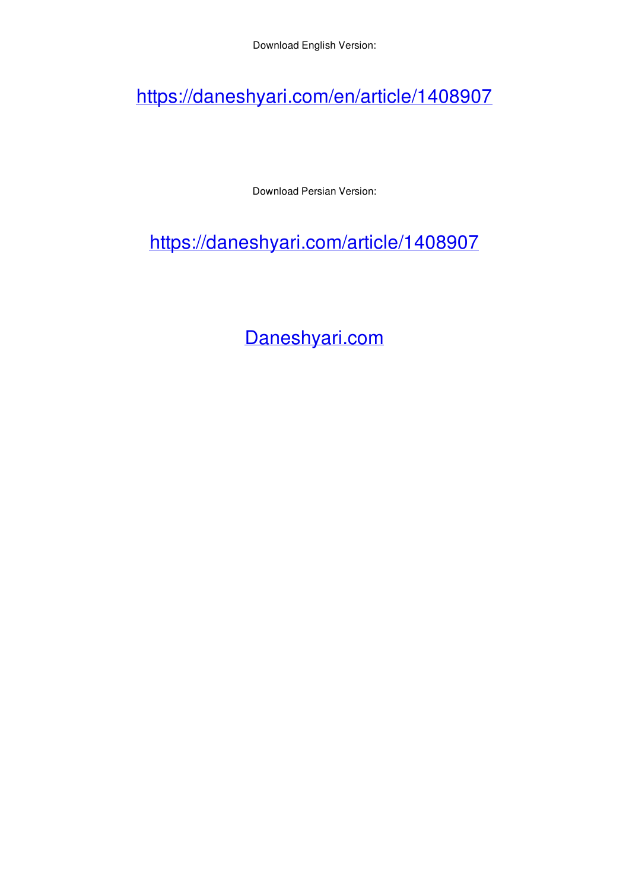Download English Version:

https://daneshyari.com/en/article/1408907

Download Persian Version:

https://daneshyari.com/article/1408907

Daneshyari.com